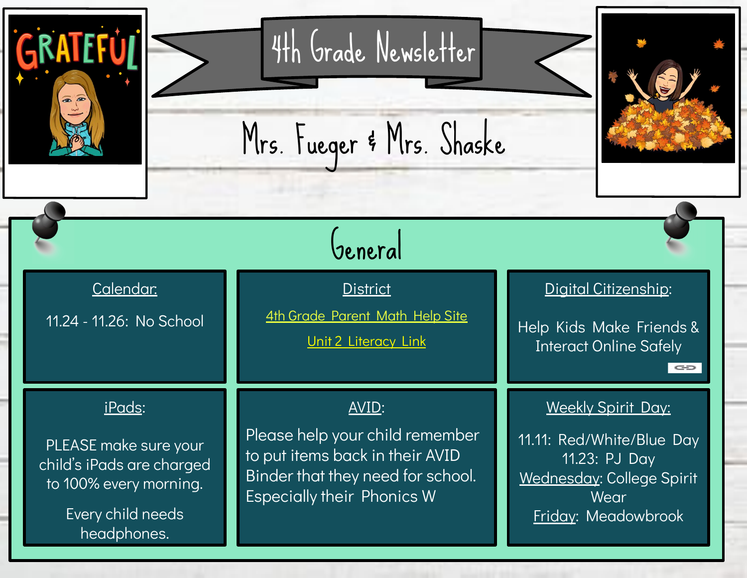# 4th Grade Newsletter

## Mrs. Fueger & Mrs. Shaske

GRATEFUL

## General

### Calendar:

11.24 - 11.26: No School

### District

4th Grade Parent Math Help Site

Unit 2 Literacy Link

### Digital Citizenship:

Help Kids Make Friends & Interact Online Safely

### iPads:

PLEASE make sure your child's iPads are charged to 100% every morning.

Every child needs headphones.

### AVID:

Please help your child remember to put items back in their AVID Binder that they need for school. Especially their Phonics W

### Weekly Spirit Day:

11.11: Red/White/Blue Day
11.23: PJ Day
Wednesday: College Spirit Wear
Friday: Meadowbrook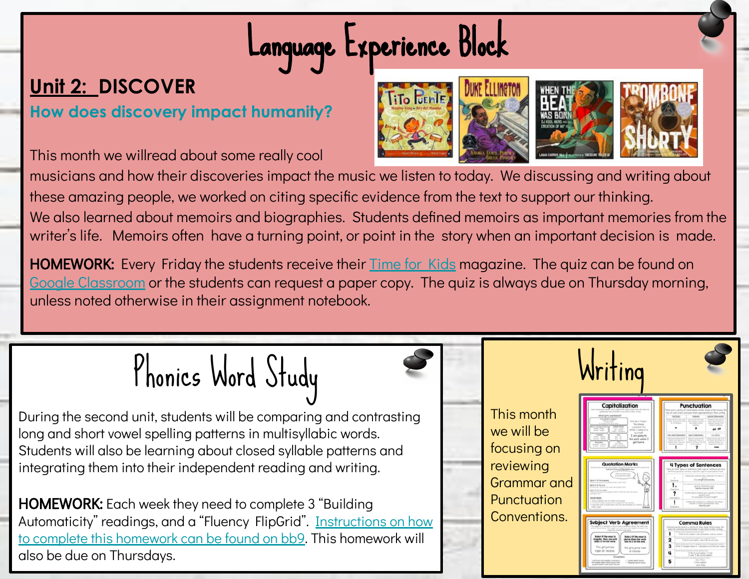# Language Experience Block

## Unit 2: DISCOVER

### How does discovery impact humanity?

This month we willread about some really cool musicians and how their discoveries impact the music we listen to today. We discussing and writing about these amazing people, we worked on citing specific evidence from the text to support our thinking.

We also learned about memoirs and biographies. Students defined memoirs as important memories from the writer's life. Memoirs often have a turning point, or point in the story when an important decision is made.

**HOMEWORK:** Every Friday the students receive their Time for Kids magazine. The quiz can be found on Google Classroom or the students can request a paper copy. The quiz is always due on Thursday morning, unless noted otherwise in their assignment notebook.

# Phonics Word Study

During the second unit, students will be comparing and contrasting long and short vowel spelling patterns in multisyllabic words. Students will also be learning about closed syllable patterns and integrating them into their independent reading and writing.

**HOMEWORK:** Each week they need to complete 3 "Building Automaticity" readings, and a "Fluency FlipGrid". Instructions on how to complete this homework can be found on bb9. This homework will also be due on Thursdays.

# Writing

This month we will be focusing on reviewing Grammar and Punctuation Conventions.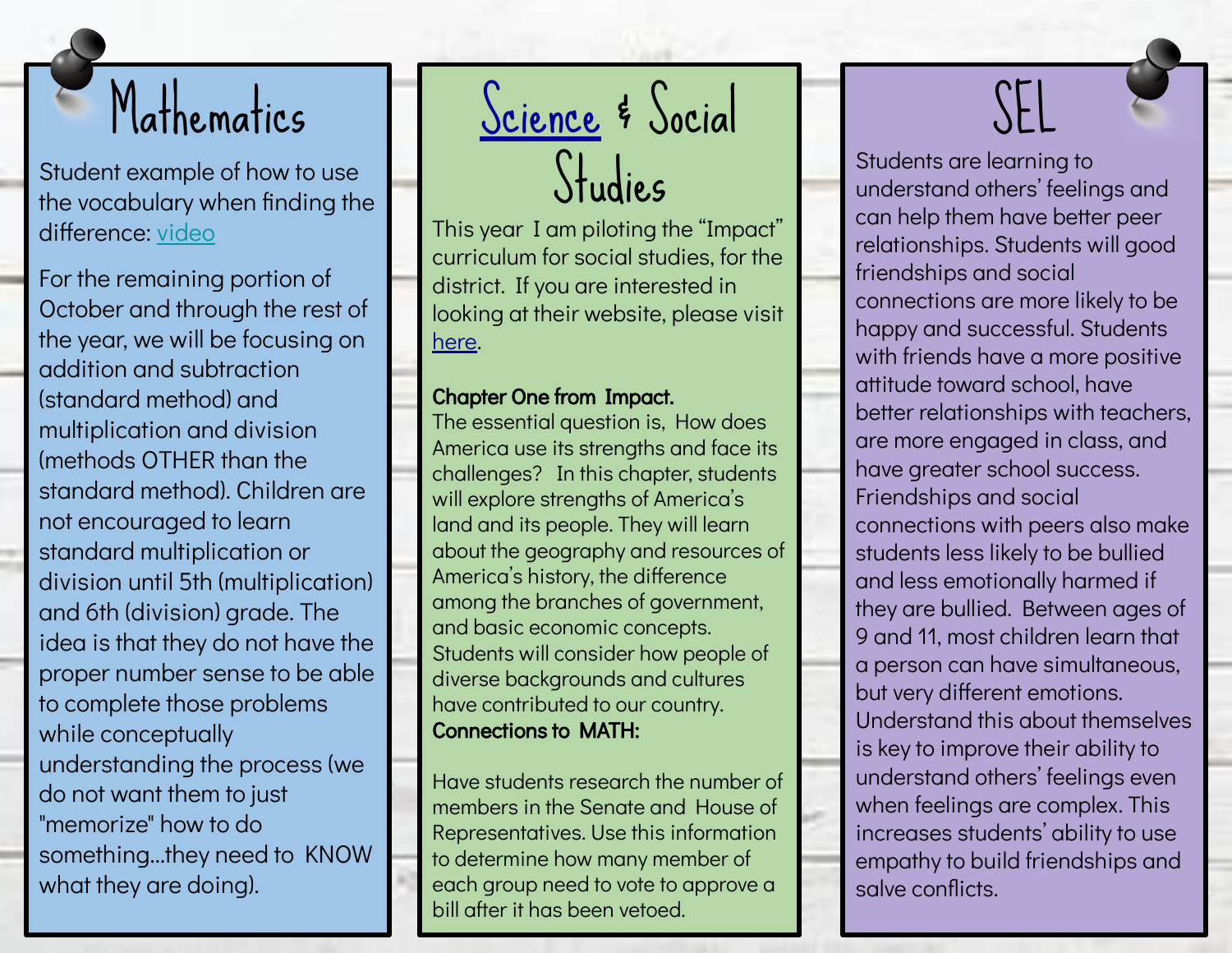## Mathematics

Student example of how to use the vocabulary when finding the difference: video

For the remaining portion of October and through the rest of the year, we will be focusing on addition and subtraction (standard method) and multiplication and division (methods OTHER than the standard method). Children are not encouraged to learn standard multiplication or division until 5th (multiplication) and 6th (division) grade. The idea is that they do not have the proper number sense to be able to complete those problems while conceptually understanding the process (we do not want them to just "memorize" how to do something...they need to KNOW what they are doing).

## Science & Social Studies

This year I am piloting the "Impact" curriculum for social studies, for the district. If you are interested in looking at their website, please visit here.

**Chapter One from Impact.**
The essential question is, How does America use its strengths and face its challenges? In this chapter, students will explore strengths of America's land and its people. They will learn about the geography and resources of America's history, the difference among the branches of government, and basic economic concepts. Students will consider how people of diverse backgrounds and cultures have contributed to our country.
**Connections to MATH:**

Have students research the number of members in the Senate and House of Representatives. Use this information to determine how many member of each group need to vote to approve a bill after it has been vetoed.

## SEL

Students are learning to understand others' feelings and can help them have better peer relationships. Students will good friendships and social connections are more likely to be happy and successful. Students with friends have a more positive attitude toward school, have better relationships with teachers, are more engaged in class, and have greater school success. Friendships and social connections with peers also make students less likely to be bullied and less emotionally harmed if they are bullied. Between ages of 9 and 11, most children learn that a person can have simultaneous, but very different emotions. Understand this about themselves is key to improve their ability to understand others' feelings even when feelings are complex. This increases students' ability to use empathy to build friendships and salve conflicts.